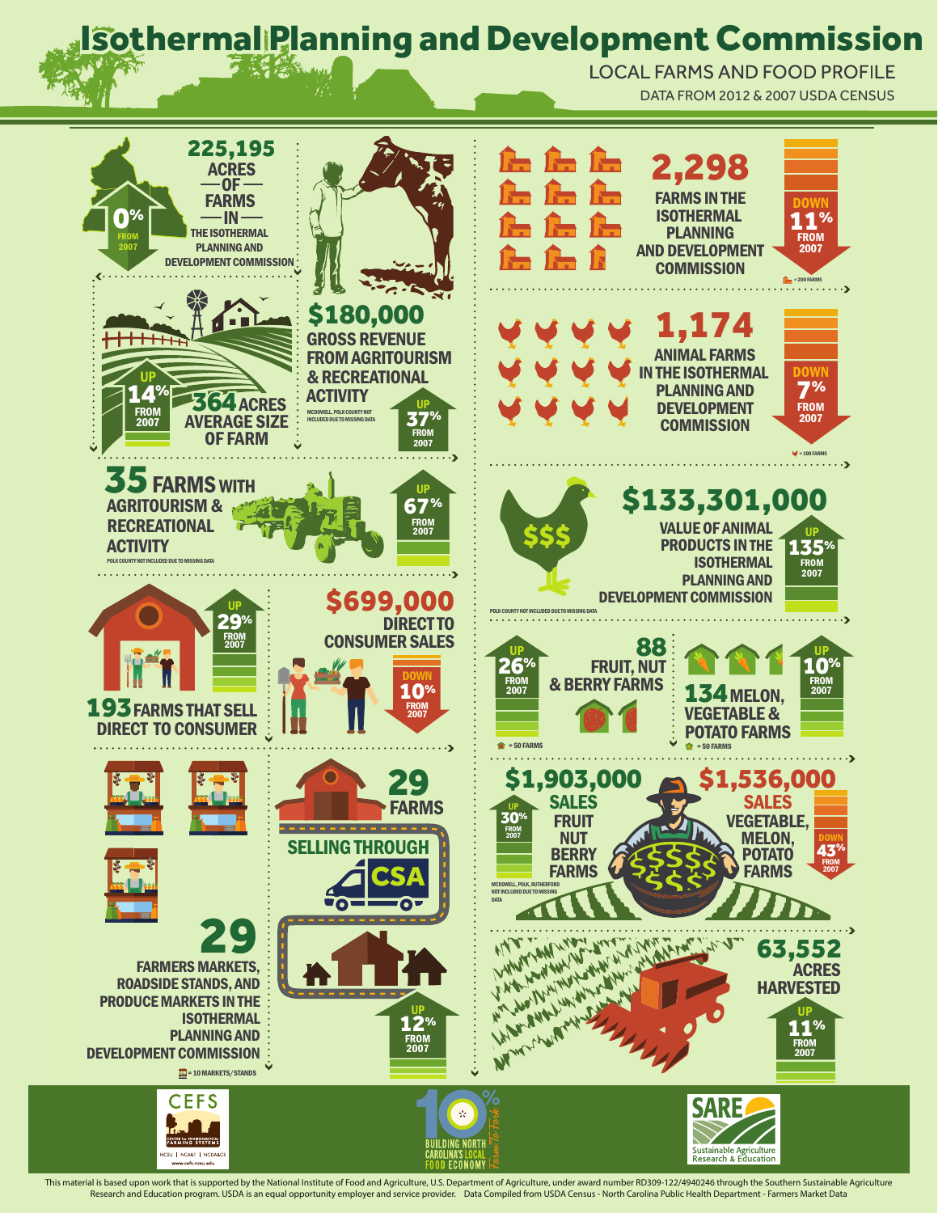# Isothermal Planning and Development Commission

LOCAL FARMS AND FOOD PROFILE

DATA FROM 2012 & 2007 USDA CENSUS

**225,195** ACRES OF FARMS IN THE ISOTHERMAL PLANNING AND DEVELOPMENT COMMISSION

0% FROM 2007

**2,298** FARMS IN THE ISOTHERMAL PLANNING AND DEVELOPMENT COMMISSION

DOWN 11% FROM 2007

= 200 FARMS

**364** ACRES AVERAGE SIZE OF FARM

UP 14% FROM 2007

**$180,000** GROSS REVENUE FROM AGRITOURISM & RECREATIONAL ACTIVITY

MCDOWELL, POLK COUNTY NOT INCLUDED DUE TO MISSING DATA

UP 37% FROM 2007

**1,174** ANIMAL FARMS IN THE ISOTHERMAL PLANNING AND DEVELOPMENT COMMISSION

DOWN 7% FROM 2007

= 100 FARMS

**35** FARMS WITH AGRITOURISM & RECREATIONAL ACTIVITY

POLK COUNTY NOT INCLUDED DUE TO MISSING DATA

UP 67% FROM 2007

**$133,301,000** VALUE OF ANIMAL PRODUCTS IN THE ISOTHERMAL PLANNING AND DEVELOPMENT COMMISSION

UP 135% FROM 2007

POLK COUNTY NOT INCLUDED DUE TO MISSING DATA

**193** FARMS THAT SELL DIRECT TO CONSUMER

UP 29% FROM 2007

**$699,000** DIRECT TO CONSUMER SALES

DOWN 10% FROM 2007

**88** FRUIT, NUT & BERRY FARMS

UP 26% FROM 2007

= 50 FARMS

**134** MELON, VEGETABLE & POTATO FARMS

UP 10% FROM 2007

= 50 FARMS

**29** FARMS SELLING THROUGH CSA

UP 12% FROM 2007

**29** FARMERS MARKETS, ROADSIDE STANDS, AND PRODUCE MARKETS IN THE ISOTHERMAL PLANNING AND DEVELOPMENT COMMISSION

= 10 MARKETS/STANDS

**$1,903,000** SALES FRUIT NUT BERRY FARMS

UP 30% FROM 2007

MCDOWELL, POLK, RUTHERFORD NOT INCLUDED DUE TO MISSING DATA

**$1,536,000** SALES VEGETABLE, MELON, POTATO FARMS

DOWN 43% FROM 2007

**63,552** ACRES HARVESTED

UP 11% FROM 2007

CEFS — CENTER for ENVIRONMENTAL FARMING SYSTEMS — NCSU | NCA&T | NCDA&CS — www.cefs.ncsu.edu

10% BUILDING NORTH CAROLINA'S LOCAL FOOD ECONOMY — Farm To Fork

SARE — Sustainable Agriculture Research & Education

This material is based upon work that is supported by the National Institute of Food and Agriculture, U.S. Department of Agriculture, under award number RD309-122/4940246 through the Southern Sustainable Agriculture Research and Education program. USDA is an equal opportunity employer and service provider. Data Compiled from USDA Census - North Carolina Public Health Department - Farmers Market Data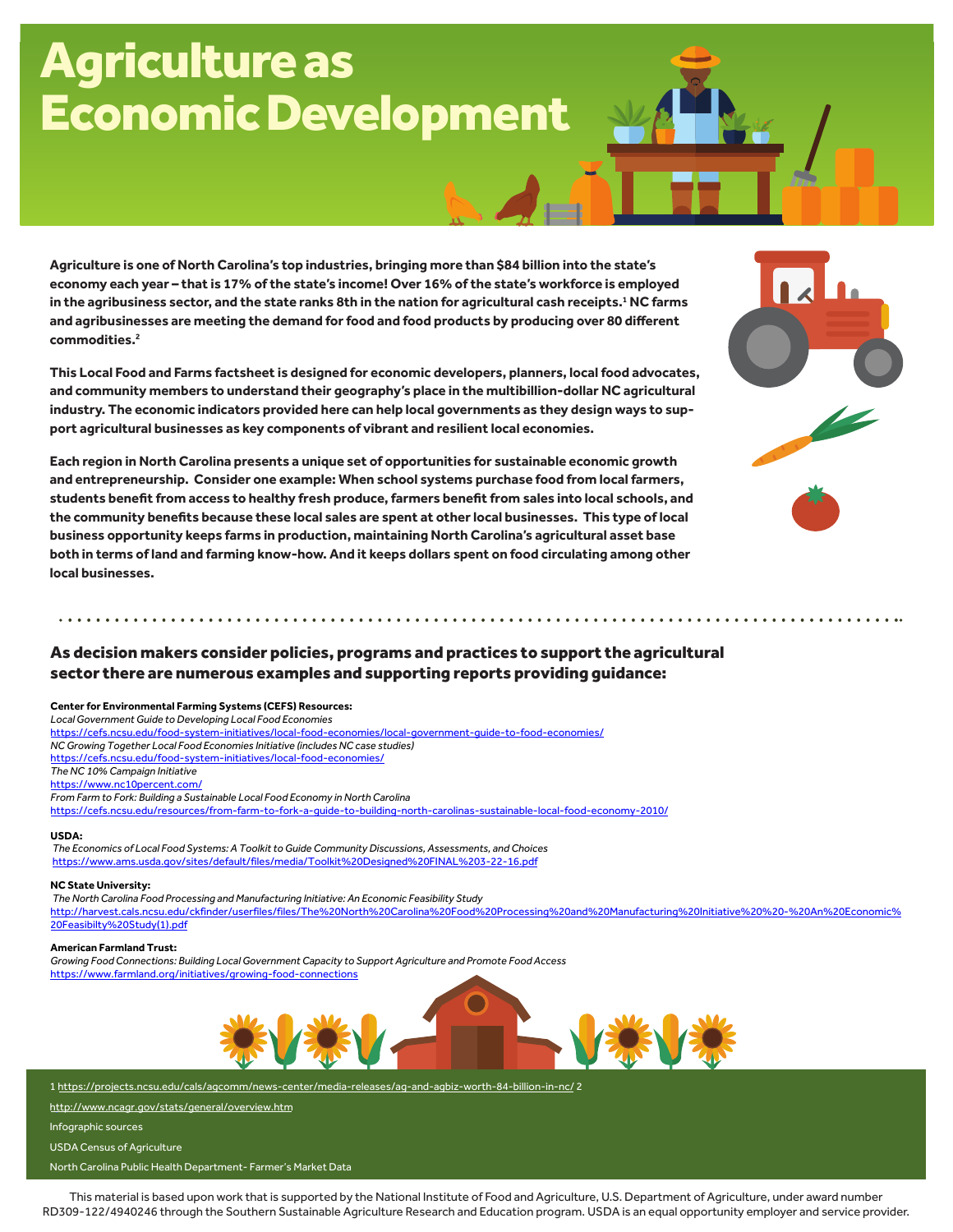# Agriculture as Economic Development

**Agriculture is one of North Carolina's top industries, bringing more than $84 billion into the state's economy each year – that is 17% of the state's income! Over 16% of the state's workforce is employed in the agribusiness sector, and the state ranks 8th in the nation for agricultural cash receipts.[1] NC farms and agribusinesses are meeting the demand for food and food products by producing over 80 different commodities.[2]**

**This Local Food and Farms factsheet is designed for economic developers, planners, local food advocates, and community members to understand their geography's place in the multibillion-dollar NC agricultural industry. The economic indicators provided here can help local governments as they design ways to support agricultural businesses as key components of vibrant and resilient local economies.**

**Each region in North Carolina presents a unique set of opportunities for sustainable economic growth and entrepreneurship. Consider one example: When school systems purchase food from local farmers, students benefit from access to healthy fresh produce, farmers benefit from sales into local schools, and the community benefits because these local sales are spent at other local businesses. This type of local business opportunity keeps farms in production, maintaining North Carolina's agricultural asset base both in terms of land and farming know-how. And it keeps dollars spent on food circulating among other local businesses.**

## As decision makers consider policies, programs and practices to support the agricultural sector there are numerous examples and supporting reports providing guidance:

**Center for Environmental Farming Systems (CEFS) Resources:**

*Local Government Guide to Developing Local Food Economies*
https://cefs.ncsu.edu/food-system-initiatives/local-food-economies/local-government-guide-to-food-economies/

*NC Growing Together Local Food Economies Initiative (includes NC case studies)*
https://cefs.ncsu.edu/food-system-initiatives/local-food-economies/

*The NC 10% Campaign Initiative*
https://www.nc10percent.com/

*From Farm to Fork: Building a Sustainable Local Food Economy in North Carolina*
https://cefs.ncsu.edu/resources/from-farm-to-fork-a-guide-to-building-north-carolinas-sustainable-local-food-economy-2010/

**USDA:**

*The Economics of Local Food Systems: A Toolkit to Guide Community Discussions, Assessments, and Choices*
https://www.ams.usda.gov/sites/default/files/media/Toolkit%20Designed%20FINAL%203-22-16.pdf

**NC State University:**

*The North Carolina Food Processing and Manufacturing Initiative: An Economic Feasibility Study*
http://harvest.cals.ncsu.edu/ckfinder/userfiles/files/The%20North%20Carolina%20Food%20Processing%20and%20Manufacturing%20Initiative%20%20-%20An%20Economic%20Feasibilty%20Study(1).pdf

**American Farmland Trust:**

*Growing Food Connections: Building Local Government Capacity to Support Agriculture and Promote Food Access*
https://www.farmland.org/initiatives/growing-food-connections

1 https://projects.ncsu.edu/cals/agcomm/news-center/media-releases/ag-and-agbiz-worth-84-billion-in-nc/ 2

http://www.ncagr.gov/stats/general/overview.htm

Infographic sources

USDA Census of Agriculture

North Carolina Public Health Department- Farmer's Market Data

This material is based upon work that is supported by the National Institute of Food and Agriculture, U.S. Department of Agriculture, under award number RD309-122/4940246 through the Southern Sustainable Agriculture Research and Education program. USDA is an equal opportunity employer and service provider.